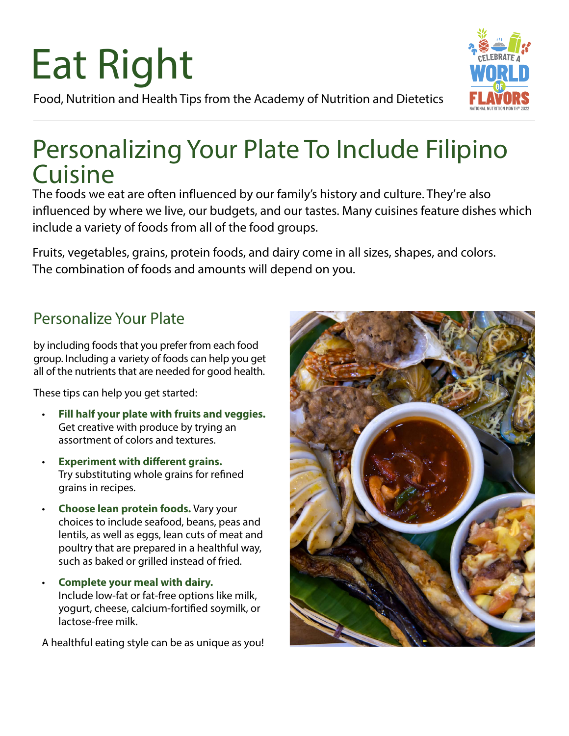# Eat Right

Food, Nutrition and Health Tips from the Academy of Nutrition and Dietetics

## Personalizing Your Plate To Include Filipino Cuisine

The foods we eat are often influenced by our family's history and culture. They're also influenced by where we live, our budgets, and our tastes. Many cuisines feature dishes which include a variety of foods from all of the food groups.

Fruits, vegetables, grains, protein foods, and dairy come in all sizes, shapes, and colors. The combination of foods and amounts will depend on you.

### Personalize Your Plate

by including foods that you prefer from each food group. Including a variety of foods can help you get all of the nutrients that are needed for good health.

These tips can help you get started:

- **Fill half your plate with fruits and veggies.** Get creative with produce by trying an assortment of colors and textures.
- **Experiment with different grains.** Try substituting whole grains for refined grains in recipes.
- **Choose lean protein foods.** Vary your choices to include seafood, beans, peas and lentils, as well as eggs, lean cuts of meat and poultry that are prepared in a healthful way, such as baked or grilled instead of fried.
- **Complete your meal with dairy.** Include low-fat or fat-free options like milk, yogurt, cheese, calcium-fortified soymilk, or lactose-free milk.

A healthful eating style can be as unique as you!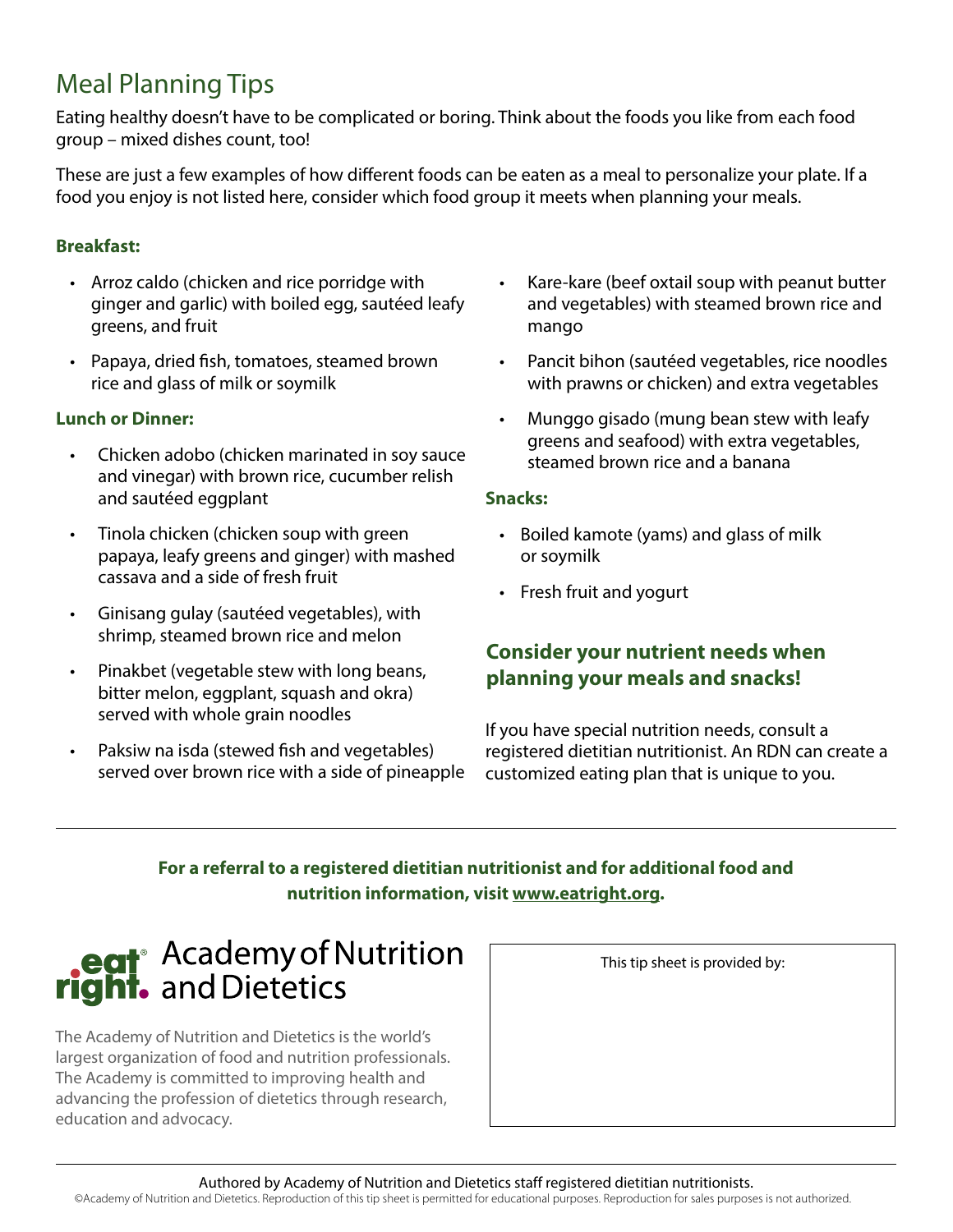## Meal Planning Tips

Eating healthy doesn't have to be complicated or boring. Think about the foods you like from each food group – mixed dishes count, too!

These are just a few examples of how different foods can be eaten as a meal to personalize your plate. If a food you enjoy is not listed here, consider which food group it meets when planning your meals.

**Breakfast:**

- Arroz caldo (chicken and rice porridge with ginger and garlic) with boiled egg, sautéed leafy greens, and fruit
- Papaya, dried fish, tomatoes, steamed brown rice and glass of milk or soymilk

**Lunch or Dinner:**

- Chicken adobo (chicken marinated in soy sauce and vinegar) with brown rice, cucumber relish and sautéed eggplant
- Tinola chicken (chicken soup with green papaya, leafy greens and ginger) with mashed cassava and a side of fresh fruit
- Ginisang gulay (sautéed vegetables), with shrimp, steamed brown rice and melon
- Pinakbet (vegetable stew with long beans, bitter melon, eggplant, squash and okra) served with whole grain noodles
- Paksiw na isda (stewed fish and vegetables) served over brown rice with a side of pineapple
- Kare-kare (beef oxtail soup with peanut butter and vegetables) with steamed brown rice and mango
- Pancit bihon (sautéed vegetables, rice noodles with prawns or chicken) and extra vegetables
- Munggo gisado (mung bean stew with leafy greens and seafood) with extra vegetables, steamed brown rice and a banana

**Snacks:**

- Boiled kamote (yams) and glass of milk or soymilk
- Fresh fruit and yogurt

### Consider your nutrient needs when planning your meals and snacks!

If you have special nutrition needs, consult a registered dietitian nutritionist. An RDN can create a customized eating plan that is unique to you.

---

**For a referral to a registered dietitian nutritionist and for additional food and nutrition information, visit www.eatright.org.**

eat right. Academy of Nutrition and Dietetics

The Academy of Nutrition and Dietetics is the world's largest organization of food and nutrition professionals. The Academy is committed to improving health and advancing the profession of dietetics through research, education and advocacy.

This tip sheet is provided by:

Authored by Academy of Nutrition and Dietetics staff registered dietitian nutritionists.

©Academy of Nutrition and Dietetics. Reproduction of this tip sheet is permitted for educational purposes. Reproduction for sales purposes is not authorized.